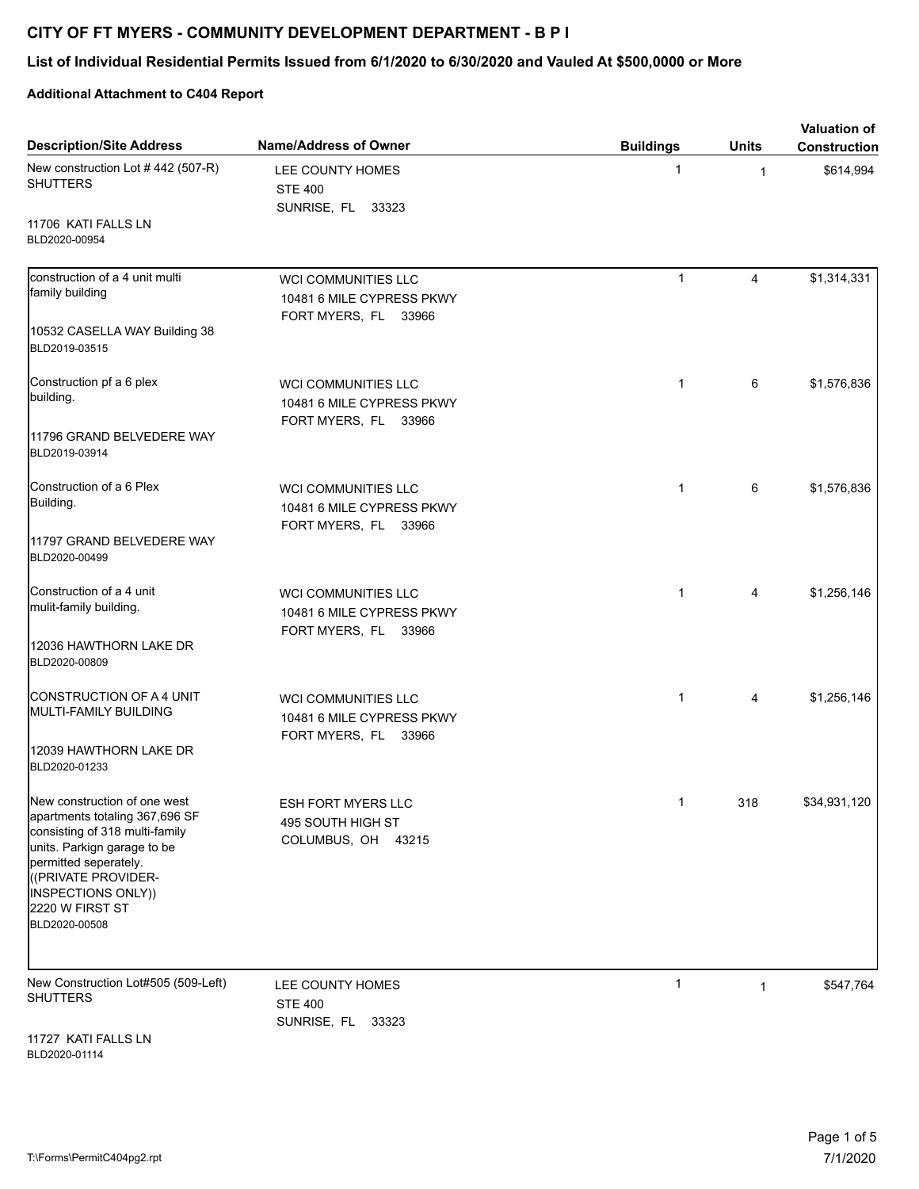# CITY OF FT MYERS - COMMUNITY DEVELOPMENT DEPARTMENT - B P I

## List of Individual Residential Permits Issued from 6/1/2020 to 6/30/2020 and Vauled At $500,0000 or More

**Additional Attachment to C404 Report**

| Description/Site Address | Name/Address of Owner | Buildings | Units | Valuation of Construction |
|---|---|---|---|---|
| New construction Lot # 442 (507-R) SHUTTERS<br><br>11706 KATI FALLS LN<br>BLD2020-00954 | LEE COUNTY HOMES<br>STE 400<br>SUNRISE, FL 33323 | 1 | 1 | $614,994 |
| construction of a 4 unit multi family building<br><br>10532 CASELLA WAY Building 38<br>BLD2019-03515 | WCI COMMUNITIES LLC<br>10481 6 MILE CYPRESS PKWY<br>FORT MYERS, FL 33966 | 1 | 4 | $1,314,331 |
| Construction pf a 6 plex building.<br><br>11796 GRAND BELVEDERE WAY<br>BLD2019-03914 | WCI COMMUNITIES LLC<br>10481 6 MILE CYPRESS PKWY<br>FORT MYERS, FL 33966 | 1 | 6 | $1,576,836 |
| Construction of a 6 Plex Building.<br><br>11797 GRAND BELVEDERE WAY<br>BLD2020-00499 | WCI COMMUNITIES LLC<br>10481 6 MILE CYPRESS PKWY<br>FORT MYERS, FL 33966 | 1 | 6 | $1,576,836 |
| Construction of a 4 unit mulit-family building.<br><br>12036 HAWTHORN LAKE DR<br>BLD2020-00809 | WCI COMMUNITIES LLC<br>10481 6 MILE CYPRESS PKWY<br>FORT MYERS, FL 33966 | 1 | 4 | $1,256,146 |
| CONSTRUCTION OF A 4 UNIT MULTI-FAMILY BUILDING<br><br>12039 HAWTHORN LAKE DR<br>BLD2020-01233 | WCI COMMUNITIES LLC<br>10481 6 MILE CYPRESS PKWY<br>FORT MYERS, FL 33966 | 1 | 4 | $1,256,146 |
| New construction of one west apartments totaling 367,696 SF consisting of 318 multi-family units. Parkign garage to be permitted seperately. ((PRIVATE PROVIDER-INSPECTIONS ONLY))<br>2220 W FIRST ST<br>BLD2020-00508 | ESH FORT MYERS LLC<br>495 SOUTH HIGH ST<br>COLUMBUS, OH 43215 | 1 | 318 | $34,931,120 |
| New Construction Lot#505 (509-Left) SHUTTERS<br><br>11727 KATI FALLS LN<br>BLD2020-01114 | LEE COUNTY HOMES<br>STE 400<br>SUNRISE, FL 33323 | 1 | 1 | $547,764 |

T:\Forms\PermitC404pg2.rpt

7/1/2020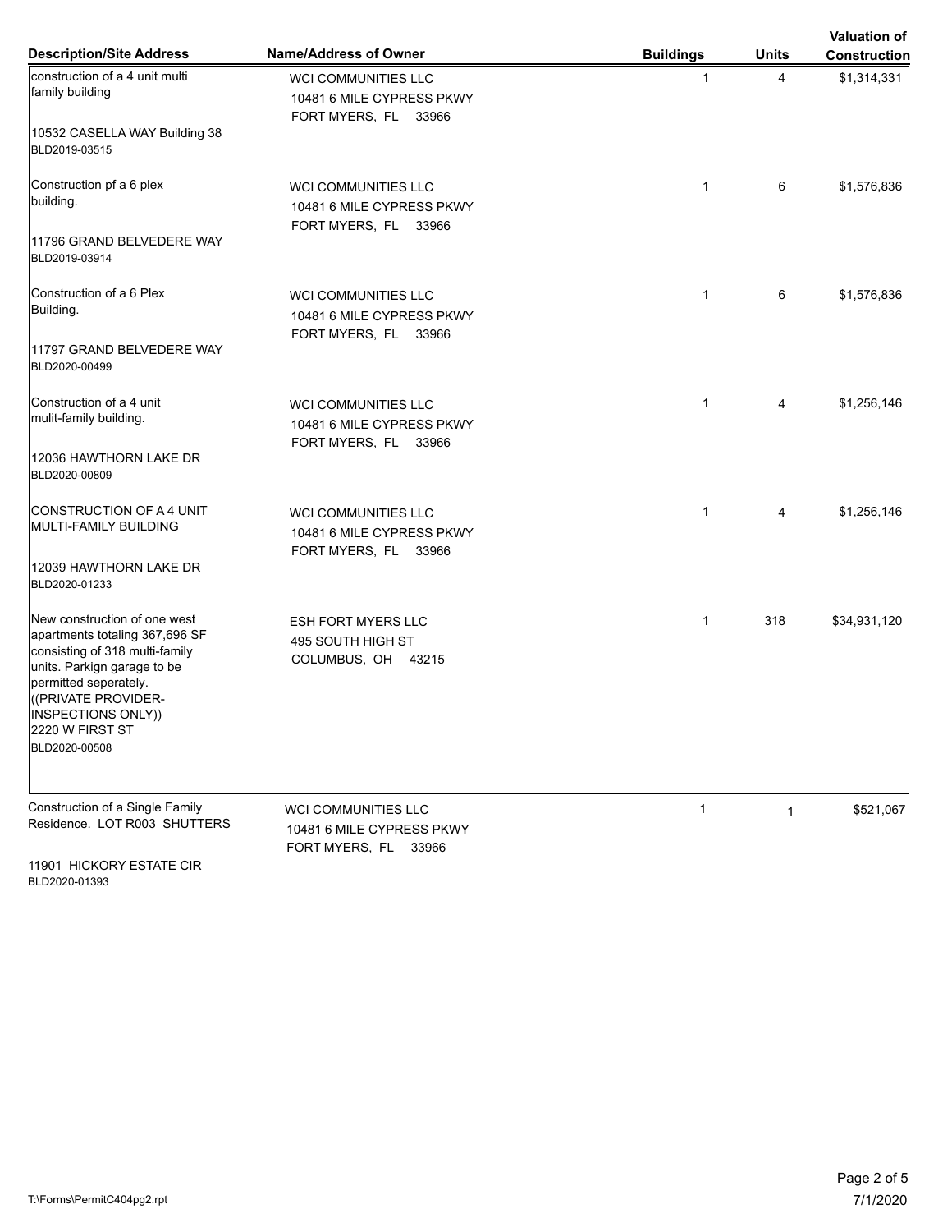| Description/Site Address | Name/Address of Owner | Buildings | Units | Valuation of Construction |
|---|---|---|---|---|
| construction of a 4 unit multi family building<br><br>10532 CASELLA WAY Building 38<br>BLD2019-03515 | WCI COMMUNITIES LLC<br>10481 6 MILE CYPRESS PKWY<br>FORT MYERS, FL 33966 | 1 | 4 | $1,314,331 |
| Construction pf a 6 plex building.<br><br>11796 GRAND BELVEDERE WAY<br>BLD2019-03914 | WCI COMMUNITIES LLC<br>10481 6 MILE CYPRESS PKWY<br>FORT MYERS, FL 33966 | 1 | 6 | $1,576,836 |
| Construction of a 6 Plex Building.<br><br>11797 GRAND BELVEDERE WAY<br>BLD2020-00499 | WCI COMMUNITIES LLC<br>10481 6 MILE CYPRESS PKWY<br>FORT MYERS, FL 33966 | 1 | 6 | $1,576,836 |
| Construction of a 4 unit mulit-family building.<br><br>12036 HAWTHORN LAKE DR<br>BLD2020-00809 | WCI COMMUNITIES LLC<br>10481 6 MILE CYPRESS PKWY<br>FORT MYERS, FL 33966 | 1 | 4 | $1,256,146 |
| CONSTRUCTION OF A 4 UNIT MULTI-FAMILY BUILDING<br><br>12039 HAWTHORN LAKE DR<br>BLD2020-01233 | WCI COMMUNITIES LLC<br>10481 6 MILE CYPRESS PKWY<br>FORT MYERS, FL 33966 | 1 | 4 | $1,256,146 |
| New construction of one west apartments totaling 367,696 SF consisting of 318 multi-family units. Parkign garage to be permitted seperately. ((PRIVATE PROVIDER-INSPECTIONS ONLY))<br>2220 W FIRST ST<br>BLD2020-00508 | ESH FORT MYERS LLC<br>495 SOUTH HIGH ST<br>COLUMBUS, OH 43215 | 1 | 318 | $34,931,120 |
| Construction of a Single Family Residence. LOT R003 SHUTTERS<br><br>11901 HICKORY ESTATE CIR<br>BLD2020-01393 | WCI COMMUNITIES LLC<br>10481 6 MILE CYPRESS PKWY<br>FORT MYERS, FL 33966 | 1 | 1 | $521,067 |

T:\Forms\PermitC404pg2.rpt

7/1/2020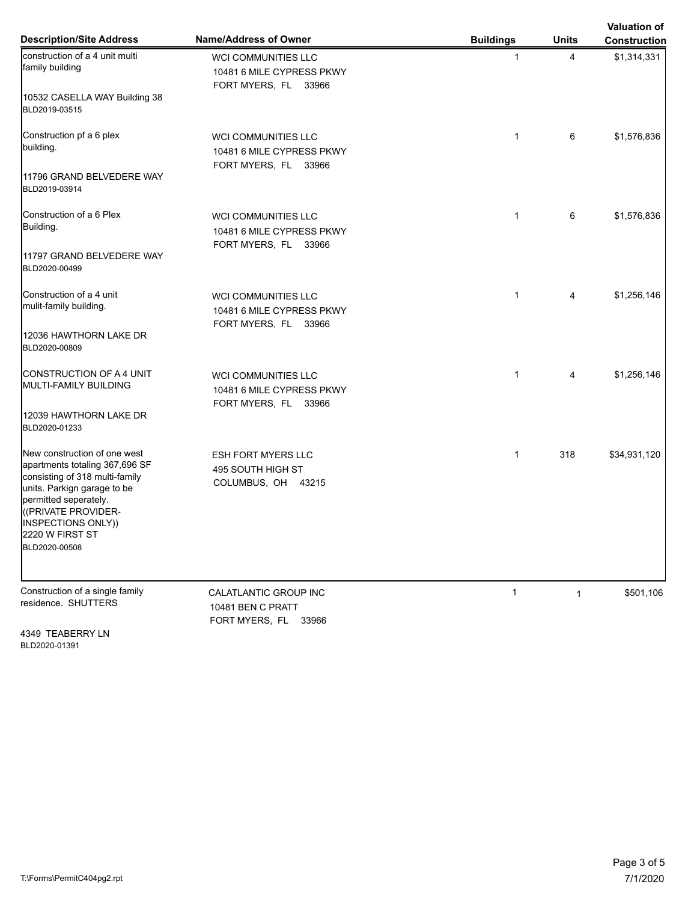| Description/Site Address | Name/Address of Owner | Buildings | Units | Valuation of Construction |
|---|---|---|---|---|
| construction of a 4 unit multi family building<br><br>10532 CASELLA WAY Building 38<br>BLD2019-03515 | WCI COMMUNITIES LLC<br>10481 6 MILE CYPRESS PKWY<br>FORT MYERS, FL 33966 | 1 | 4 | $1,314,331 |
| Construction pf a 6 plex building.<br><br>11796 GRAND BELVEDERE WAY<br>BLD2019-03914 | WCI COMMUNITIES LLC<br>10481 6 MILE CYPRESS PKWY<br>FORT MYERS, FL 33966 | 1 | 6 | $1,576,836 |
| Construction of a 6 Plex Building.<br><br>11797 GRAND BELVEDERE WAY<br>BLD2020-00499 | WCI COMMUNITIES LLC<br>10481 6 MILE CYPRESS PKWY<br>FORT MYERS, FL 33966 | 1 | 6 | $1,576,836 |
| Construction of a 4 unit mulit-family building.<br><br>12036 HAWTHORN LAKE DR<br>BLD2020-00809 | WCI COMMUNITIES LLC<br>10481 6 MILE CYPRESS PKWY<br>FORT MYERS, FL 33966 | 1 | 4 | $1,256,146 |
| CONSTRUCTION OF A 4 UNIT MULTI-FAMILY BUILDING<br><br>12039 HAWTHORN LAKE DR<br>BLD2020-01233 | WCI COMMUNITIES LLC<br>10481 6 MILE CYPRESS PKWY<br>FORT MYERS, FL 33966 | 1 | 4 | $1,256,146 |
| New construction of one west apartments totaling 367,696 SF consisting of 318 multi-family units. Parkign garage to be permitted seperately. ((PRIVATE PROVIDER-INSPECTIONS ONLY))<br>2220 W FIRST ST<br>BLD2020-00508 | ESH FORT MYERS LLC<br>495 SOUTH HIGH ST<br>COLUMBUS, OH 43215 | 1 | 318 | $34,931,120 |
| Construction of a single family residence. SHUTTERS<br><br>4349 TEABERRY LN<br>BLD2020-01391 | CALATLANTIC GROUP INC<br>10481 BEN C PRATT<br>FORT MYERS, FL 33966 | 1 | 1 | $501,106 |

T:\Forms\PermitC404pg2.rpt

7/1/2020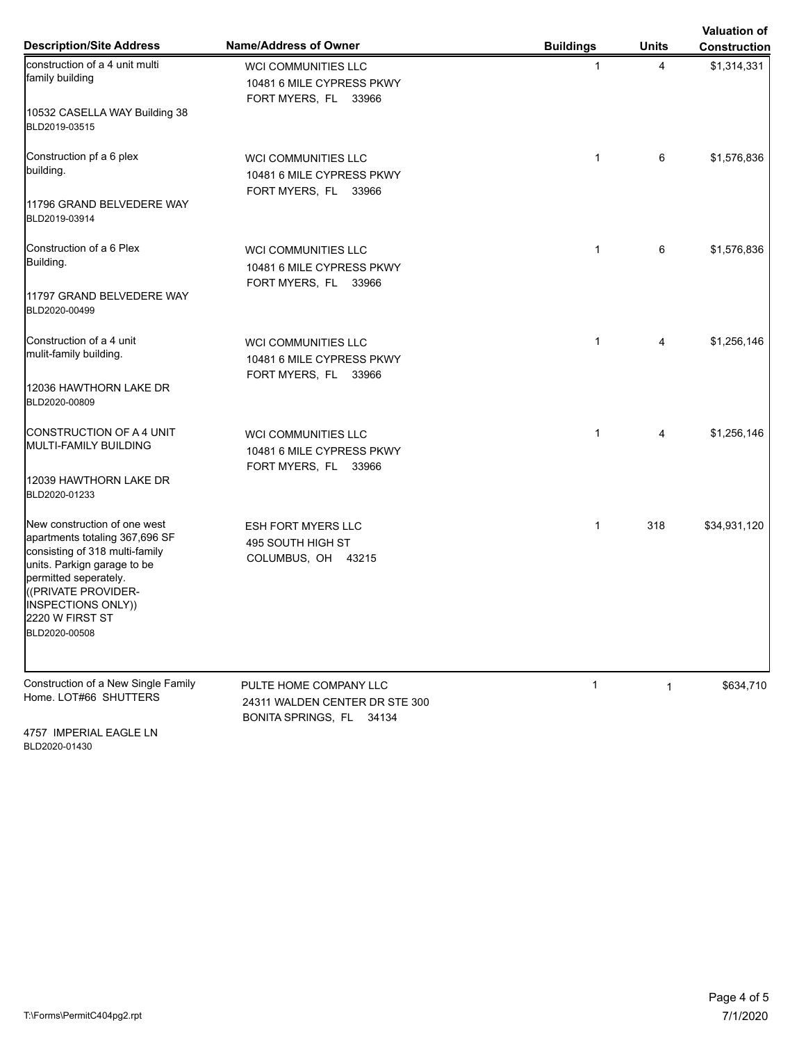| Description/Site Address | Name/Address of Owner | Buildings | Units | Valuation of Construction |
|---|---|---|---|---|
| construction of a 4 unit multi family building<br><br>10532 CASELLA WAY Building 38<br>BLD2019-03515 | WCI COMMUNITIES LLC<br>10481 6 MILE CYPRESS PKWY<br>FORT MYERS, FL 33966 | 1 | 4 | $1,314,331 |
| Construction pf a 6 plex building.<br><br>11796 GRAND BELVEDERE WAY<br>BLD2019-03914 | WCI COMMUNITIES LLC<br>10481 6 MILE CYPRESS PKWY<br>FORT MYERS, FL 33966 | 1 | 6 | $1,576,836 |
| Construction of a 6 Plex Building.<br><br>11797 GRAND BELVEDERE WAY<br>BLD2020-00499 | WCI COMMUNITIES LLC<br>10481 6 MILE CYPRESS PKWY<br>FORT MYERS, FL 33966 | 1 | 6 | $1,576,836 |
| Construction of a 4 unit mulit-family building.<br><br>12036 HAWTHORN LAKE DR<br>BLD2020-00809 | WCI COMMUNITIES LLC<br>10481 6 MILE CYPRESS PKWY<br>FORT MYERS, FL 33966 | 1 | 4 | $1,256,146 |
| CONSTRUCTION OF A 4 UNIT MULTI-FAMILY BUILDING<br><br>12039 HAWTHORN LAKE DR<br>BLD2020-01233 | WCI COMMUNITIES LLC<br>10481 6 MILE CYPRESS PKWY<br>FORT MYERS, FL 33966 | 1 | 4 | $1,256,146 |
| New construction of one west apartments totaling 367,696 SF consisting of 318 multi-family units. Parkign garage to be permitted seperately. ((PRIVATE PROVIDER-INSPECTIONS ONLY))<br>2220 W FIRST ST<br>BLD2020-00508 | ESH FORT MYERS LLC<br>495 SOUTH HIGH ST<br>COLUMBUS, OH 43215 | 1 | 318 | $34,931,120 |
| Construction of a New Single Family Home. LOT#66 SHUTTERS<br><br>4757 IMPERIAL EAGLE LN<br>BLD2020-01430 | PULTE HOME COMPANY LLC<br>24311 WALDEN CENTER DR STE 300<br>BONITA SPRINGS, FL 34134 | 1 | 1 | $634,710 |

T:\Forms\PermitC404pg2.rpt

7/1/2020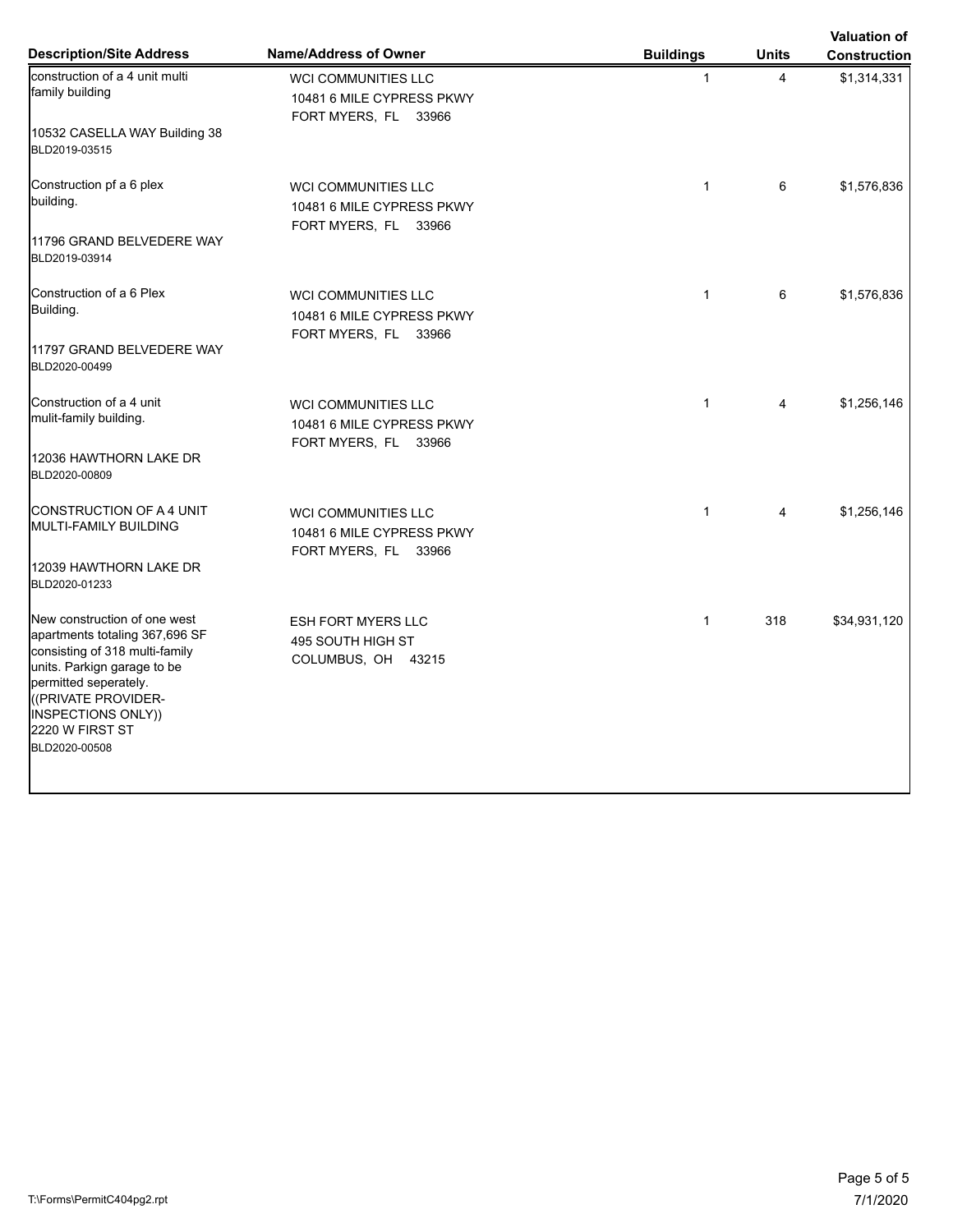| Description/Site Address | Name/Address of Owner | Buildings | Units | Valuation of Construction |
|---|---|---|---|---|
| construction of a 4 unit multi family building<br><br>10532 CASELLA WAY Building 38<br>BLD2019-03515 | WCI COMMUNITIES LLC<br>10481 6 MILE CYPRESS PKWY<br>FORT MYERS, FL 33966 | 1 | 4 | $1,314,331 |
| Construction pf a 6 plex building.<br><br>11796 GRAND BELVEDERE WAY<br>BLD2019-03914 | WCI COMMUNITIES LLC<br>10481 6 MILE CYPRESS PKWY<br>FORT MYERS, FL 33966 | 1 | 6 | $1,576,836 |
| Construction of a 6 Plex Building.<br><br>11797 GRAND BELVEDERE WAY<br>BLD2020-00499 | WCI COMMUNITIES LLC<br>10481 6 MILE CYPRESS PKWY<br>FORT MYERS, FL 33966 | 1 | 6 | $1,576,836 |
| Construction of a 4 unit mulit-family building.<br><br>12036 HAWTHORN LAKE DR<br>BLD2020-00809 | WCI COMMUNITIES LLC<br>10481 6 MILE CYPRESS PKWY<br>FORT MYERS, FL 33966 | 1 | 4 | $1,256,146 |
| CONSTRUCTION OF A 4 UNIT MULTI-FAMILY BUILDING<br><br>12039 HAWTHORN LAKE DR<br>BLD2020-01233 | WCI COMMUNITIES LLC<br>10481 6 MILE CYPRESS PKWY<br>FORT MYERS, FL 33966 | 1 | 4 | $1,256,146 |
| New construction of one west apartments totaling 367,696 SF consisting of 318 multi-family units. Parkign garage to be permitted seperately. ((PRIVATE PROVIDER-INSPECTIONS ONLY))<br>2220 W FIRST ST<br>BLD2020-00508 | ESH FORT MYERS LLC<br>495 SOUTH HIGH ST<br>COLUMBUS, OH 43215 | 1 | 318 | $34,931,120 |

T:\Forms\PermitC404pg2.rpt

7/1/2020